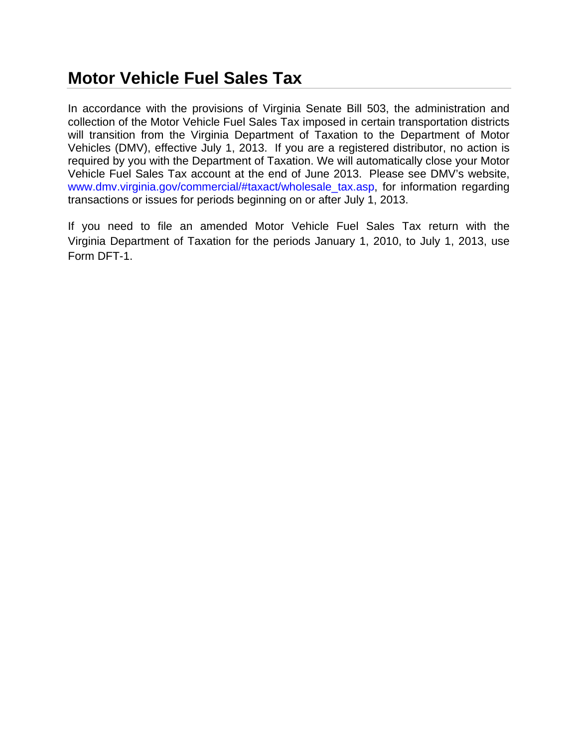# Motor Vehicle Fuel Sales Tax

In accordance with the provisions of Virginia Senate Bill 503, the administration and collection of the Motor Vehicle Fuel Sales Tax imposed in certain transportation districts will transition from the Virginia Department of Taxation to the Department of Motor Vehicles (DMV), effective July 1, 2013. If you are a registered distributor, no action is required by you with the Department of Taxation. We will automatically close your Motor Vehicle Fuel Sales Tax account at the end of June 2013. Please see DMV's website, www.dmv.virginia.gov/commercial/#taxact/wholesale_tax.asp, for information regarding transactions or issues for periods beginning on or after July 1, 2013.

If you need to file an amended Motor Vehicle Fuel Sales Tax return with the Virginia Department of Taxation for the periods January 1, 2010, to July 1, 2013, use Form DFT-1.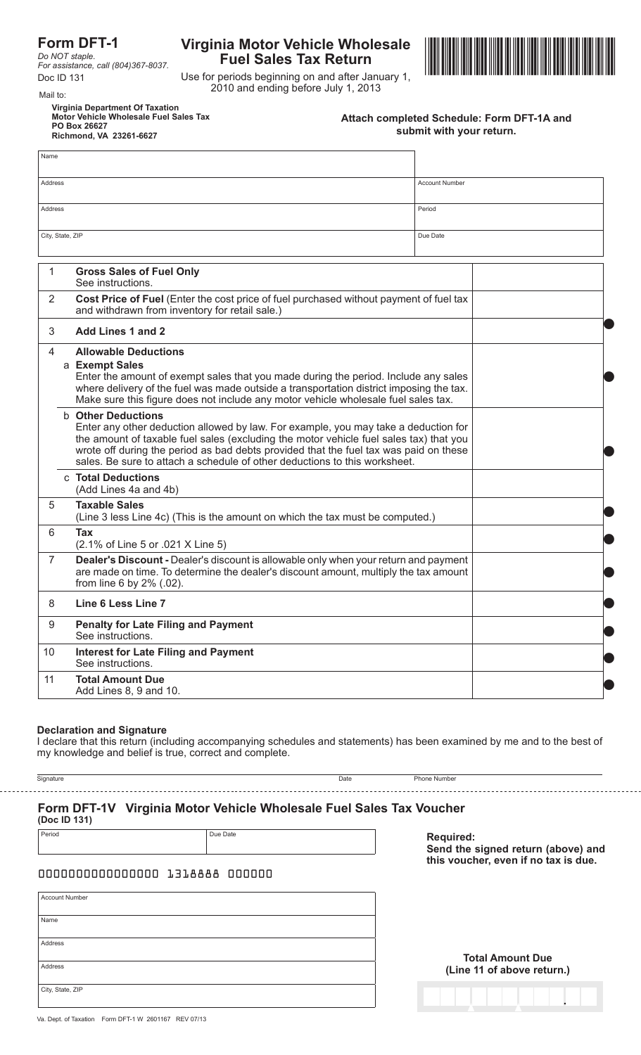# Form DFT-1

*Do NOT staple.*
*For assistance, call (804)367-8037.*
Doc ID 131

## Virginia Motor Vehicle Wholesale Fuel Sales Tax Return

Use for periods beginning on and after January 1, 2010 and ending before July 1, 2013

Mail to:

**Virginia Department Of Taxation**
**Motor Vehicle Wholesale Fuel Sales Tax**
**PO Box 26627**
**Richmond, VA 23261-6627**

**Attach completed Schedule: Form DFT-1A and submit with your return.**

| Name | |
|---|---|
| Address | Account Number |
| Address | Period |
| City, State, ZIP | Due Date |

| | | |
|---|---|---|
| 1 | **Gross Sales of Fuel Only** See instructions. | |
| 2 | **Cost Price of Fuel** (Enter the cost price of fuel purchased without payment of fuel tax and withdrawn from inventory for retail sale.) | |
| 3 | **Add Lines 1 and 2** | |
| 4 | **Allowable Deductions** | |
| | a **Exempt Sales** Enter the amount of exempt sales that you made during the period. Include any sales where delivery of the fuel was made outside a transportation district imposing the tax. Make sure this figure does not include any motor vehicle wholesale fuel sales tax. | |
| | b **Other Deductions** Enter any other deduction allowed by law. For example, you may take a deduction for the amount of taxable fuel sales (excluding the motor vehicle fuel sales tax) that you wrote off during the period as bad debts provided that the fuel tax was paid on these sales. Be sure to attach a schedule of other deductions to this worksheet. | |
| | c **Total Deductions** (Add Lines 4a and 4b) | |
| 5 | **Taxable Sales** (Line 3 less Line 4c) (This is the amount on which the tax must be computed.) | |
| 6 | **Tax** (2.1% of Line 5 or .021 X Line 5) | |
| 7 | **Dealer's Discount -** Dealer's discount is allowable only when your return and payment are made on time. To determine the dealer's discount amount, multiply the tax amount from line 6 by 2% (.02). | |
| 8 | **Line 6 Less Line 7** | |
| 9 | **Penalty for Late Filing and Payment** See instructions. | |
| 10 | **Interest for Late Filing and Payment** See instructions. | |
| 11 | **Total Amount Due** Add Lines 8, 9 and 10. | |

### Declaration and Signature

I declare that this return (including accompanying schedules and statements) has been examined by me and to the best of my knowledge and belief is true, correct and complete.

Signature ____________________ Date ____________ Phone Number ____________

## Form DFT-1V Virginia Motor Vehicle Wholesale Fuel Sales Tax Voucher
**(Doc ID 131)**

| Period | Due Date |
|---|---|

**Required:**
**Send the signed return (above) and this voucher, even if no tax is due.**

0000000000000000 1318888 000000

| |
|---|
| Account Number |
| Name |
| Address |
| Address |
| City, State, ZIP |

**Total Amount Due**
**(Line 11 of above return.)**

Va. Dept. of Taxation Form DFT-1 W 2601167 REV 07/13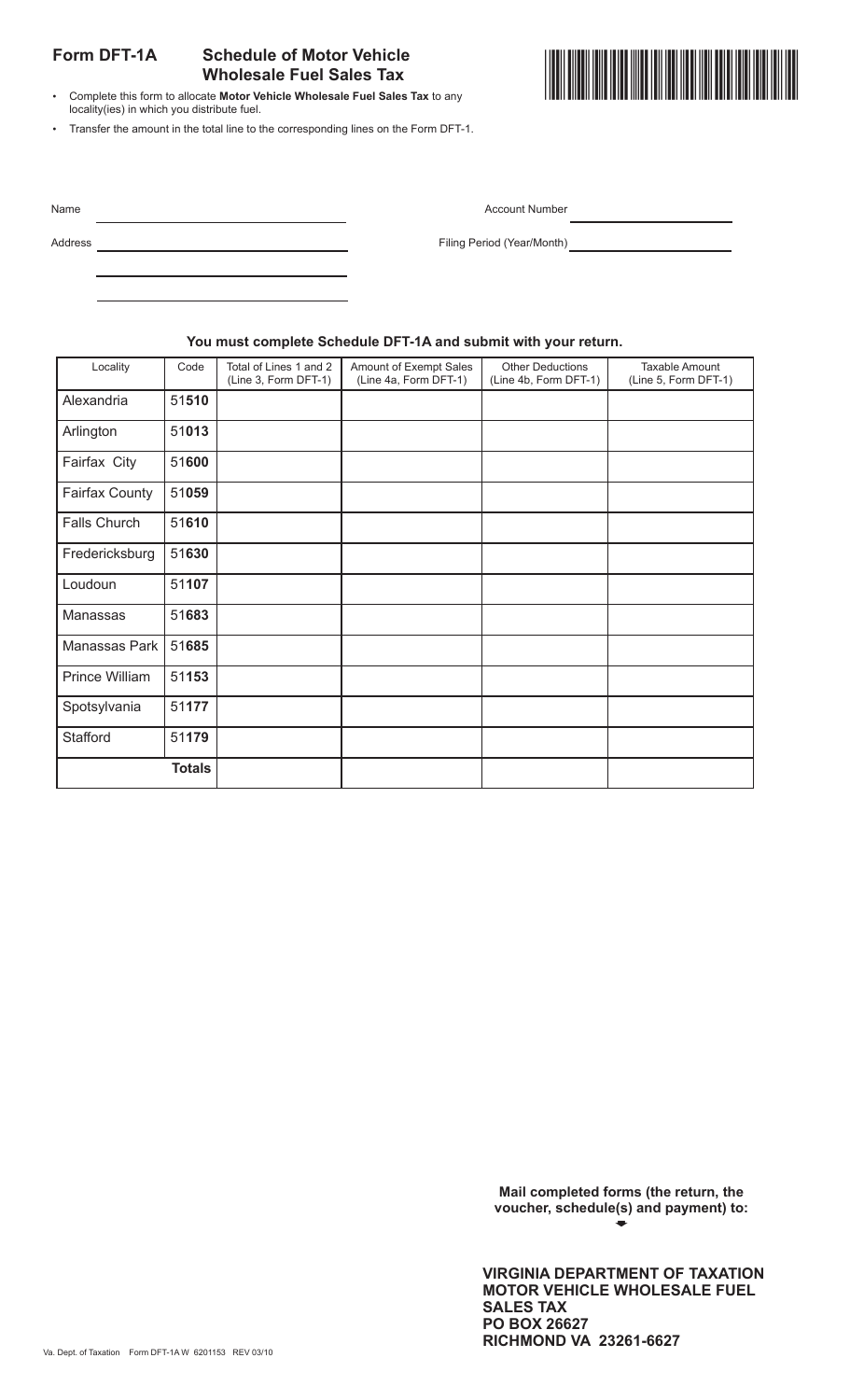# Form DFT-1A Schedule of Motor Vehicle Wholesale Fuel Sales Tax

- Complete this form to allocate **Motor Vehicle Wholesale Fuel Sales Tax** to any locality(ies) in which you distribute fuel.
- Transfer the amount in the total line to the corresponding lines on the Form DFT-1.

Name ______________________________

Address ______________________________

______________________________

______________________________

Account Number ______________________________

Filing Period (Year/Month) ______________________________

**You must complete Schedule DFT-1A and submit with your return.**

| Locality | Code | Total of Lines 1 and 2 (Line 3, Form DFT-1) | Amount of Exempt Sales (Line 4a, Form DFT-1) | Other Deductions (Line 4b, Form DFT-1) | Taxable Amount (Line 5, Form DFT-1) |
|---|---|---|---|---|---|
| Alexandria | 51**510** | | | | |
| Arlington | 51**013** | | | | |
| Fairfax City | 51**600** | | | | |
| Fairfax County | 51**059** | | | | |
| Falls Church | 51**610** | | | | |
| Fredericksburg | 51**630** | | | | |
| Loudoun | 51**107** | | | | |
| Manassas | 51**683** | | | | |
| Manassas Park | 51**685** | | | | |
| Prince William | 51**153** | | | | |
| Spotsylvania | 51**177** | | | | |
| Stafford | 51**179** | | | | |
| | **Totals** | | | | |

**Mail completed forms (the return, the voucher, schedule(s) and payment) to:**

**VIRGINIA DEPARTMENT OF TAXATION**
**MOTOR VEHICLE WHOLESALE FUEL SALES TAX**
**PO BOX 26627**
**RICHMOND VA 23261-6627**

Va. Dept. of Taxation Form DFT-1A W 6201153 REV 03/10